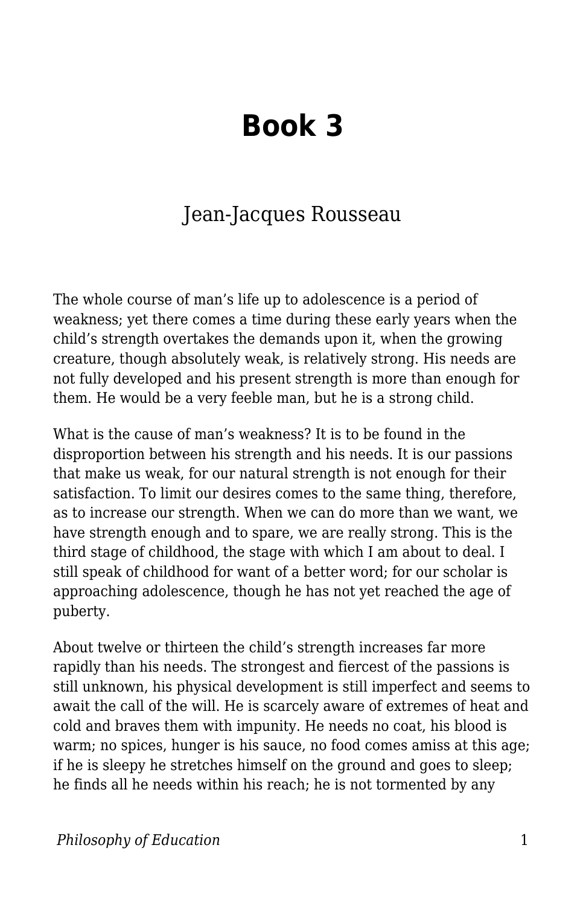# Book 3

Jean-Jacques Rousseau

The whole course of man's life up to adolescence is a period of weakness; yet there comes a time during these early years when the child's strength overtakes the demands upon it, when the growing creature, though absolutely weak, is relatively strong. His needs are not fully developed and his present strength is more than enough for them. He would be a very feeble man, but he is a strong child.

What is the cause of man's weakness? It is to be found in the disproportion between his strength and his needs. It is our passions that make us weak, for our natural strength is not enough for their satisfaction. To limit our desires comes to the same thing, therefore, as to increase our strength. When we can do more than we want, we have strength enough and to spare, we are really strong. This is the third stage of childhood, the stage with which I am about to deal. I still speak of childhood for want of a better word; for our scholar is approaching adolescence, though he has not yet reached the age of puberty.

About twelve or thirteen the child's strength increases far more rapidly than his needs. The strongest and fiercest of the passions is still unknown, his physical development is still imperfect and seems to await the call of the will. He is scarcely aware of extremes of heat and cold and braves them with impunity. He needs no coat, his blood is warm; no spices, hunger is his sauce, no food comes amiss at this age; if he is sleepy he stretches himself on the ground and goes to sleep; he finds all he needs within his reach; he is not tormented by any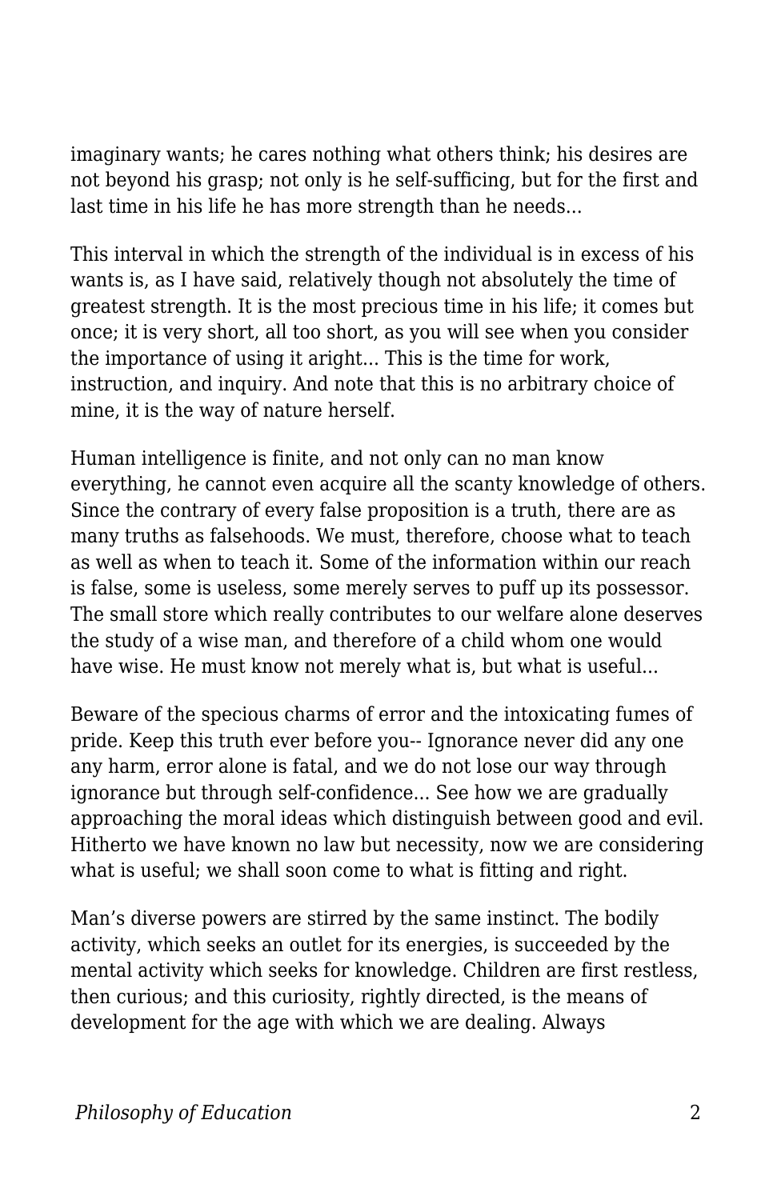imaginary wants; he cares nothing what others think; his desires are not beyond his grasp; not only is he self-sufficing, but for the first and last time in his life he has more strength than he needs...

This interval in which the strength of the individual is in excess of his wants is, as I have said, relatively though not absolutely the time of greatest strength. It is the most precious time in his life; it comes but once; it is very short, all too short, as you will see when you consider the importance of using it aright... This is the time for work, instruction, and inquiry. And note that this is no arbitrary choice of mine, it is the way of nature herself.

Human intelligence is finite, and not only can no man know everything, he cannot even acquire all the scanty knowledge of others. Since the contrary of every false proposition is a truth, there are as many truths as falsehoods. We must, therefore, choose what to teach as well as when to teach it. Some of the information within our reach is false, some is useless, some merely serves to puff up its possessor. The small store which really contributes to our welfare alone deserves the study of a wise man, and therefore of a child whom one would have wise. He must know not merely what is, but what is useful...

Beware of the specious charms of error and the intoxicating fumes of pride. Keep this truth ever before you-- Ignorance never did any one any harm, error alone is fatal, and we do not lose our way through ignorance but through self-confidence... See how we are gradually approaching the moral ideas which distinguish between good and evil. Hitherto we have known no law but necessity, now we are considering what is useful; we shall soon come to what is fitting and right.

Man's diverse powers are stirred by the same instinct. The bodily activity, which seeks an outlet for its energies, is succeeded by the mental activity which seeks for knowledge. Children are first restless, then curious; and this curiosity, rightly directed, is the means of development for the age with which we are dealing. Always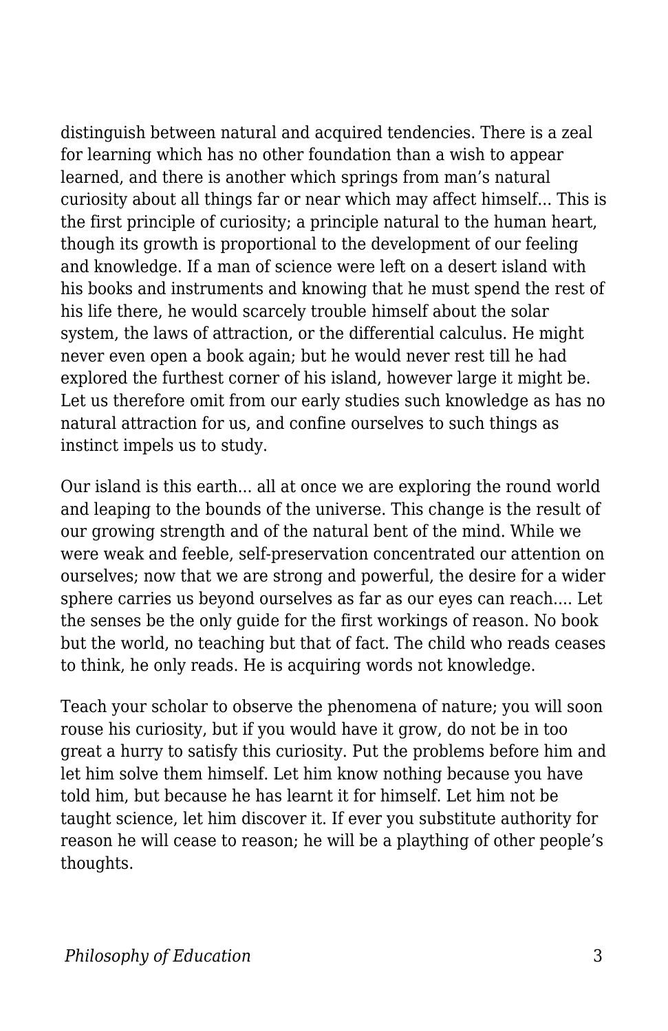distinguish between natural and acquired tendencies. There is a zeal for learning which has no other foundation than a wish to appear learned, and there is another which springs from man's natural curiosity about all things far or near which may affect himself... This is the first principle of curiosity; a principle natural to the human heart, though its growth is proportional to the development of our feeling and knowledge. If a man of science were left on a desert island with his books and instruments and knowing that he must spend the rest of his life there, he would scarcely trouble himself about the solar system, the laws of attraction, or the differential calculus. He might never even open a book again; but he would never rest till he had explored the furthest corner of his island, however large it might be. Let us therefore omit from our early studies such knowledge as has no natural attraction for us, and confine ourselves to such things as instinct impels us to study.

Our island is this earth... all at once we are exploring the round world and leaping to the bounds of the universe. This change is the result of our growing strength and of the natural bent of the mind. While we were weak and feeble, self-preservation concentrated our attention on ourselves; now that we are strong and powerful, the desire for a wider sphere carries us beyond ourselves as far as our eyes can reach.... Let the senses be the only guide for the first workings of reason. No book but the world, no teaching but that of fact. The child who reads ceases to think, he only reads. He is acquiring words not knowledge.

Teach your scholar to observe the phenomena of nature; you will soon rouse his curiosity, but if you would have it grow, do not be in too great a hurry to satisfy this curiosity. Put the problems before him and let him solve them himself. Let him know nothing because you have told him, but because he has learnt it for himself. Let him not be taught science, let him discover it. If ever you substitute authority for reason he will cease to reason; he will be a plaything of other people's thoughts.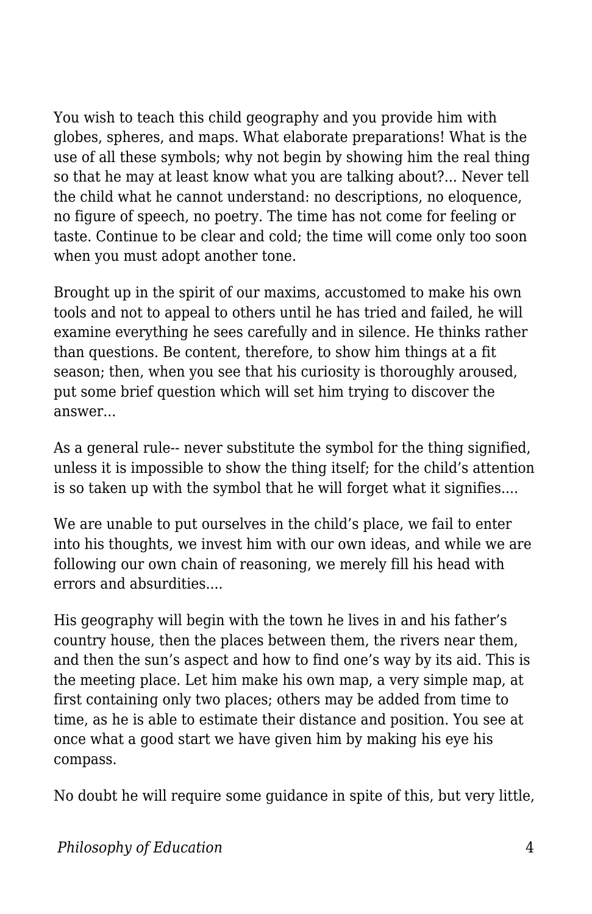You wish to teach this child geography and you provide him with globes, spheres, and maps. What elaborate preparations! What is the use of all these symbols; why not begin by showing him the real thing so that he may at least know what you are talking about?... Never tell the child what he cannot understand: no descriptions, no eloquence, no figure of speech, no poetry. The time has not come for feeling or taste. Continue to be clear and cold; the time will come only too soon when you must adopt another tone.

Brought up in the spirit of our maxims, accustomed to make his own tools and not to appeal to others until he has tried and failed, he will examine everything he sees carefully and in silence. He thinks rather than questions. Be content, therefore, to show him things at a fit season; then, when you see that his curiosity is thoroughly aroused, put some brief question which will set him trying to discover the answer...

As a general rule-- never substitute the symbol for the thing signified, unless it is impossible to show the thing itself; for the child's attention is so taken up with the symbol that he will forget what it signifies....

We are unable to put ourselves in the child's place, we fail to enter into his thoughts, we invest him with our own ideas, and while we are following our own chain of reasoning, we merely fill his head with errors and absurdities....

His geography will begin with the town he lives in and his father's country house, then the places between them, the rivers near them, and then the sun's aspect and how to find one's way by its aid. This is the meeting place. Let him make his own map, a very simple map, at first containing only two places; others may be added from time to time, as he is able to estimate their distance and position. You see at once what a good start we have given him by making his eye his compass.

No doubt he will require some guidance in spite of this, but very little,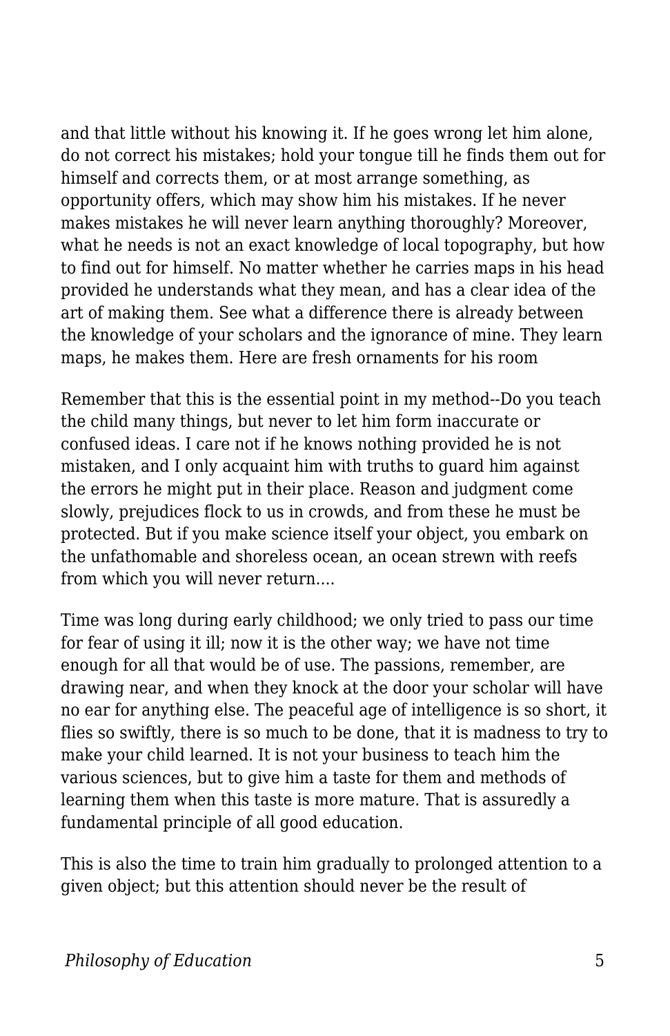and that little without his knowing it. If he goes wrong let him alone, do not correct his mistakes; hold your tongue till he finds them out for himself and corrects them, or at most arrange something, as opportunity offers, which may show him his mistakes. If he never makes mistakes he will never learn anything thoroughly? Moreover, what he needs is not an exact knowledge of local topography, but how to find out for himself. No matter whether he carries maps in his head provided he understands what they mean, and has a clear idea of the art of making them. See what a difference there is already between the knowledge of your scholars and the ignorance of mine. They learn maps, he makes them. Here are fresh ornaments for his room

Remember that this is the essential point in my method--Do you teach the child many things, but never to let him form inaccurate or confused ideas. I care not if he knows nothing provided he is not mistaken, and I only acquaint him with truths to guard him against the errors he might put in their place. Reason and judgment come slowly, prejudices flock to us in crowds, and from these he must be protected. But if you make science itself your object, you embark on the unfathomable and shoreless ocean, an ocean strewn with reefs from which you will never return....

Time was long during early childhood; we only tried to pass our time for fear of using it ill; now it is the other way; we have not time enough for all that would be of use. The passions, remember, are drawing near, and when they knock at the door your scholar will have no ear for anything else. The peaceful age of intelligence is so short, it flies so swiftly, there is so much to be done, that it is madness to try to make your child learned. It is not your business to teach him the various sciences, but to give him a taste for them and methods of learning them when this taste is more mature. That is assuredly a fundamental principle of all good education.

This is also the time to train him gradually to prolonged attention to a given object; but this attention should never be the result of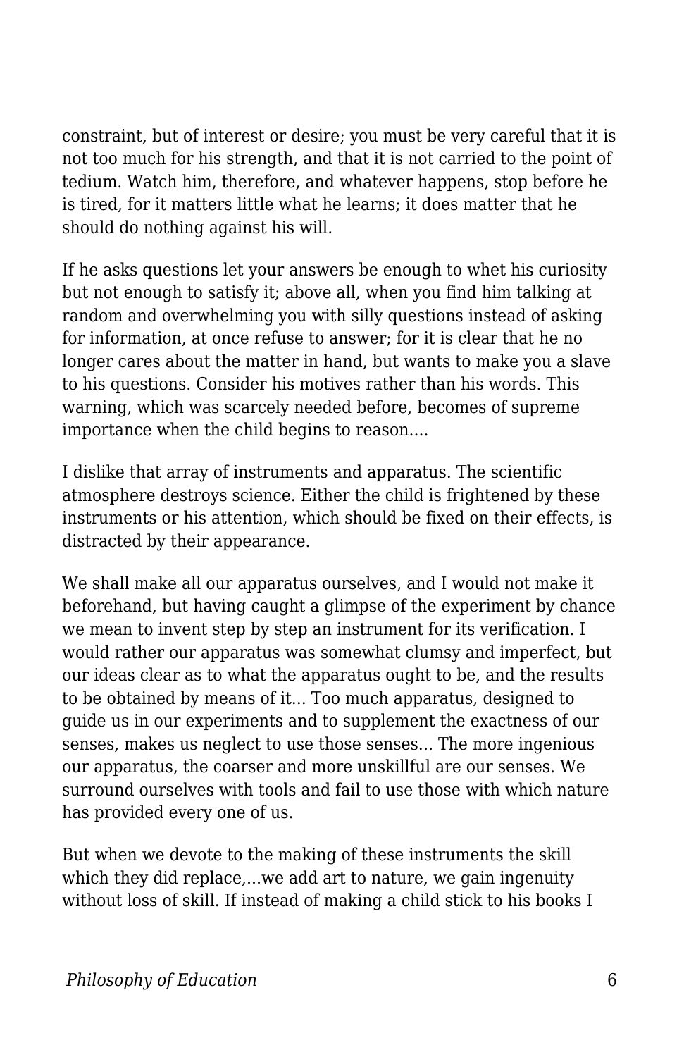constraint, but of interest or desire; you must be very careful that it is not too much for his strength, and that it is not carried to the point of tedium. Watch him, therefore, and whatever happens, stop before he is tired, for it matters little what he learns; it does matter that he should do nothing against his will.

If he asks questions let your answers be enough to whet his curiosity but not enough to satisfy it; above all, when you find him talking at random and overwhelming you with silly questions instead of asking for information, at once refuse to answer; for it is clear that he no longer cares about the matter in hand, but wants to make you a slave to his questions. Consider his motives rather than his words. This warning, which was scarcely needed before, becomes of supreme importance when the child begins to reason....

I dislike that array of instruments and apparatus. The scientific atmosphere destroys science. Either the child is frightened by these instruments or his attention, which should be fixed on their effects, is distracted by their appearance.

We shall make all our apparatus ourselves, and I would not make it beforehand, but having caught a glimpse of the experiment by chance we mean to invent step by step an instrument for its verification. I would rather our apparatus was somewhat clumsy and imperfect, but our ideas clear as to what the apparatus ought to be, and the results to be obtained by means of it... Too much apparatus, designed to guide us in our experiments and to supplement the exactness of our senses, makes us neglect to use those senses... The more ingenious our apparatus, the coarser and more unskillful are our senses. We surround ourselves with tools and fail to use those with which nature has provided every one of us.

But when we devote to the making of these instruments the skill which they did replace,...we add art to nature, we gain ingenuity without loss of skill. If instead of making a child stick to his books I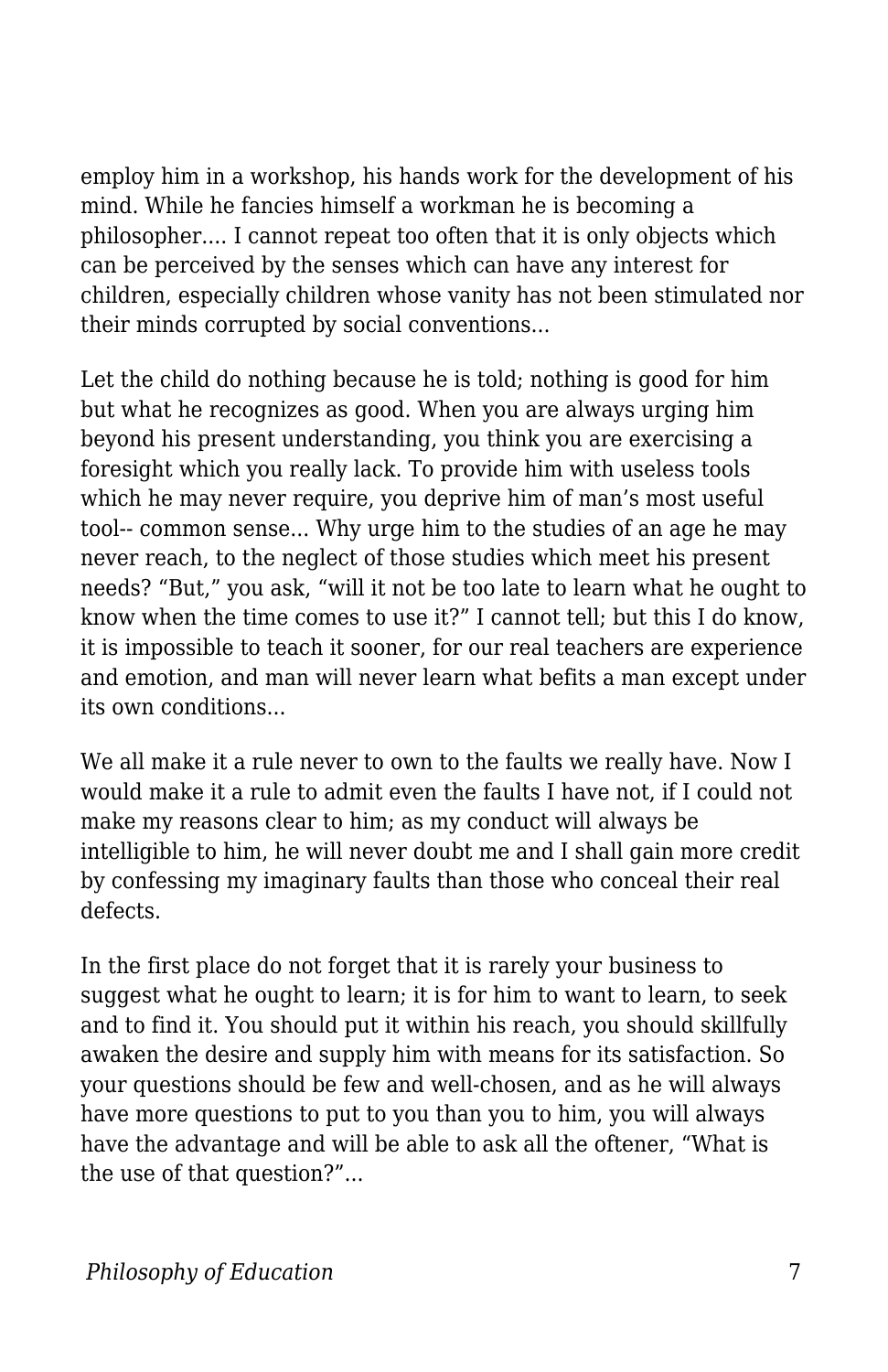employ him in a workshop, his hands work for the development of his mind. While he fancies himself a workman he is becoming a philosopher.... I cannot repeat too often that it is only objects which can be perceived by the senses which can have any interest for children, especially children whose vanity has not been stimulated nor their minds corrupted by social conventions...

Let the child do nothing because he is told; nothing is good for him but what he recognizes as good. When you are always urging him beyond his present understanding, you think you are exercising a foresight which you really lack. To provide him with useless tools which he may never require, you deprive him of man's most useful tool-- common sense... Why urge him to the studies of an age he may never reach, to the neglect of those studies which meet his present needs? "But," you ask, "will it not be too late to learn what he ought to know when the time comes to use it?" I cannot tell; but this I do know, it is impossible to teach it sooner, for our real teachers are experience and emotion, and man will never learn what befits a man except under its own conditions...

We all make it a rule never to own to the faults we really have. Now I would make it a rule to admit even the faults I have not, if I could not make my reasons clear to him; as my conduct will always be intelligible to him, he will never doubt me and I shall gain more credit by confessing my imaginary faults than those who conceal their real defects.

In the first place do not forget that it is rarely your business to suggest what he ought to learn; it is for him to want to learn, to seek and to find it. You should put it within his reach, you should skillfully awaken the desire and supply him with means for its satisfaction. So your questions should be few and well-chosen, and as he will always have more questions to put to you than you to him, you will always have the advantage and will be able to ask all the oftener, "What is the use of that question?"...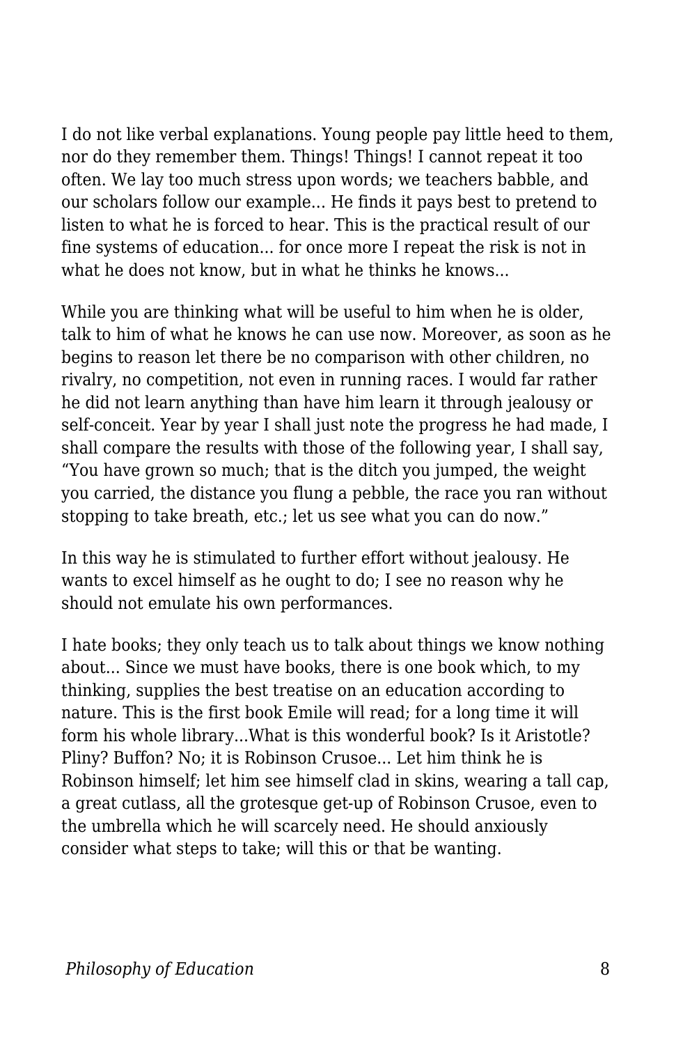I do not like verbal explanations. Young people pay little heed to them, nor do they remember them. Things! Things! I cannot repeat it too often. We lay too much stress upon words; we teachers babble, and our scholars follow our example... He finds it pays best to pretend to listen to what he is forced to hear. This is the practical result of our fine systems of education... for once more I repeat the risk is not in what he does not know, but in what he thinks he knows...

While you are thinking what will be useful to him when he is older, talk to him of what he knows he can use now. Moreover, as soon as he begins to reason let there be no comparison with other children, no rivalry, no competition, not even in running races. I would far rather he did not learn anything than have him learn it through jealousy or self-conceit. Year by year I shall just note the progress he had made, I shall compare the results with those of the following year, I shall say, "You have grown so much; that is the ditch you jumped, the weight you carried, the distance you flung a pebble, the race you ran without stopping to take breath, etc.; let us see what you can do now."

In this way he is stimulated to further effort without jealousy. He wants to excel himself as he ought to do; I see no reason why he should not emulate his own performances.

I hate books; they only teach us to talk about things we know nothing about... Since we must have books, there is one book which, to my thinking, supplies the best treatise on an education according to nature. This is the first book Emile will read; for a long time it will form his whole library...What is this wonderful book? Is it Aristotle? Pliny? Buffon? No; it is Robinson Crusoe... Let him think he is Robinson himself; let him see himself clad in skins, wearing a tall cap, a great cutlass, all the grotesque get-up of Robinson Crusoe, even to the umbrella which he will scarcely need. He should anxiously consider what steps to take; will this or that be wanting.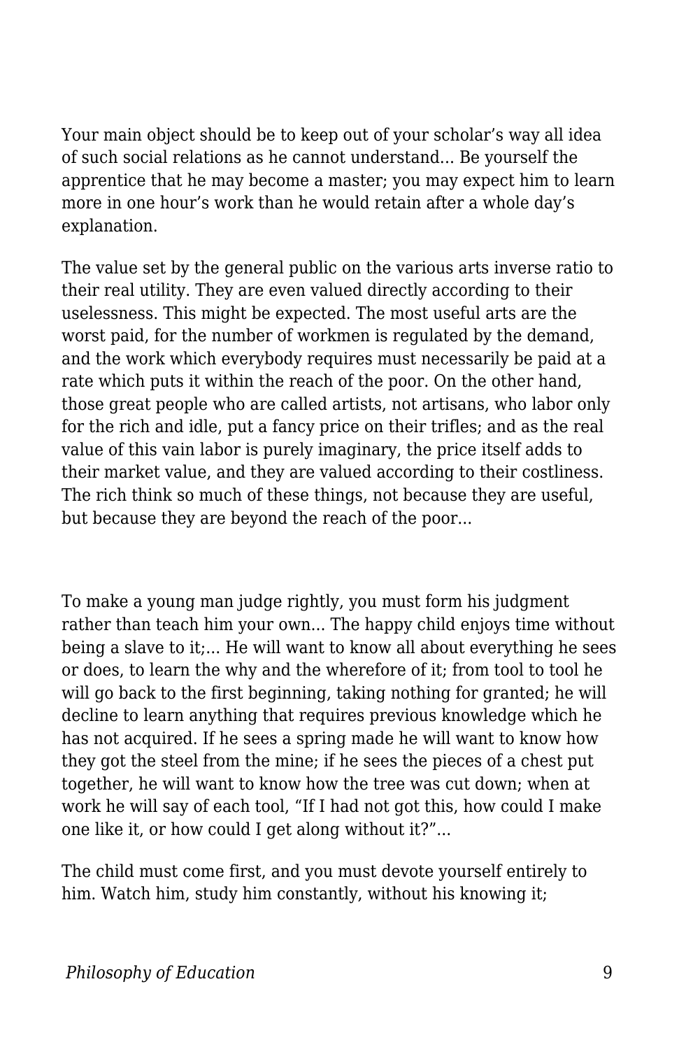Your main object should be to keep out of your scholar's way all idea of such social relations as he cannot understand... Be yourself the apprentice that he may become a master; you may expect him to learn more in one hour's work than he would retain after a whole day's explanation.

The value set by the general public on the various arts inverse ratio to their real utility. They are even valued directly according to their uselessness. This might be expected. The most useful arts are the worst paid, for the number of workmen is regulated by the demand, and the work which everybody requires must necessarily be paid at a rate which puts it within the reach of the poor. On the other hand, those great people who are called artists, not artisans, who labor only for the rich and idle, put a fancy price on their trifles; and as the real value of this vain labor is purely imaginary, the price itself adds to their market value, and they are valued according to their costliness. The rich think so much of these things, not because they are useful, but because they are beyond the reach of the poor...

To make a young man judge rightly, you must form his judgment rather than teach him your own... The happy child enjoys time without being a slave to it;... He will want to know all about everything he sees or does, to learn the why and the wherefore of it; from tool to tool he will go back to the first beginning, taking nothing for granted; he will decline to learn anything that requires previous knowledge which he has not acquired. If he sees a spring made he will want to know how they got the steel from the mine; if he sees the pieces of a chest put together, he will want to know how the tree was cut down; when at work he will say of each tool, "If I had not got this, how could I make one like it, or how could I get along without it?"...

The child must come first, and you must devote yourself entirely to him. Watch him, study him constantly, without his knowing it;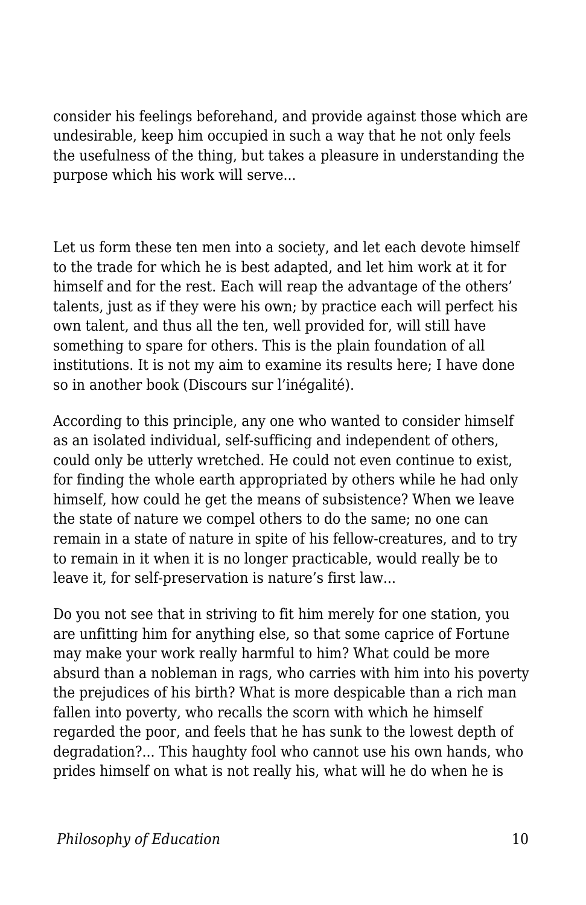consider his feelings beforehand, and provide against those which are undesirable, keep him occupied in such a way that he not only feels the usefulness of the thing, but takes a pleasure in understanding the purpose which his work will serve...

Let us form these ten men into a society, and let each devote himself to the trade for which he is best adapted, and let him work at it for himself and for the rest. Each will reap the advantage of the others' talents, just as if they were his own; by practice each will perfect his own talent, and thus all the ten, well provided for, will still have something to spare for others. This is the plain foundation of all institutions. It is not my aim to examine its results here; I have done so in another book (Discours sur l'inégalité).

According to this principle, any one who wanted to consider himself as an isolated individual, self-sufficing and independent of others, could only be utterly wretched. He could not even continue to exist, for finding the whole earth appropriated by others while he had only himself, how could he get the means of subsistence? When we leave the state of nature we compel others to do the same; no one can remain in a state of nature in spite of his fellow-creatures, and to try to remain in it when it is no longer practicable, would really be to leave it, for self-preservation is nature's first law...

Do you not see that in striving to fit him merely for one station, you are unfitting him for anything else, so that some caprice of Fortune may make your work really harmful to him? What could be more absurd than a nobleman in rags, who carries with him into his poverty the prejudices of his birth? What is more despicable than a rich man fallen into poverty, who recalls the scorn with which he himself regarded the poor, and feels that he has sunk to the lowest depth of degradation?... This haughty fool who cannot use his own hands, who prides himself on what is not really his, what will he do when he is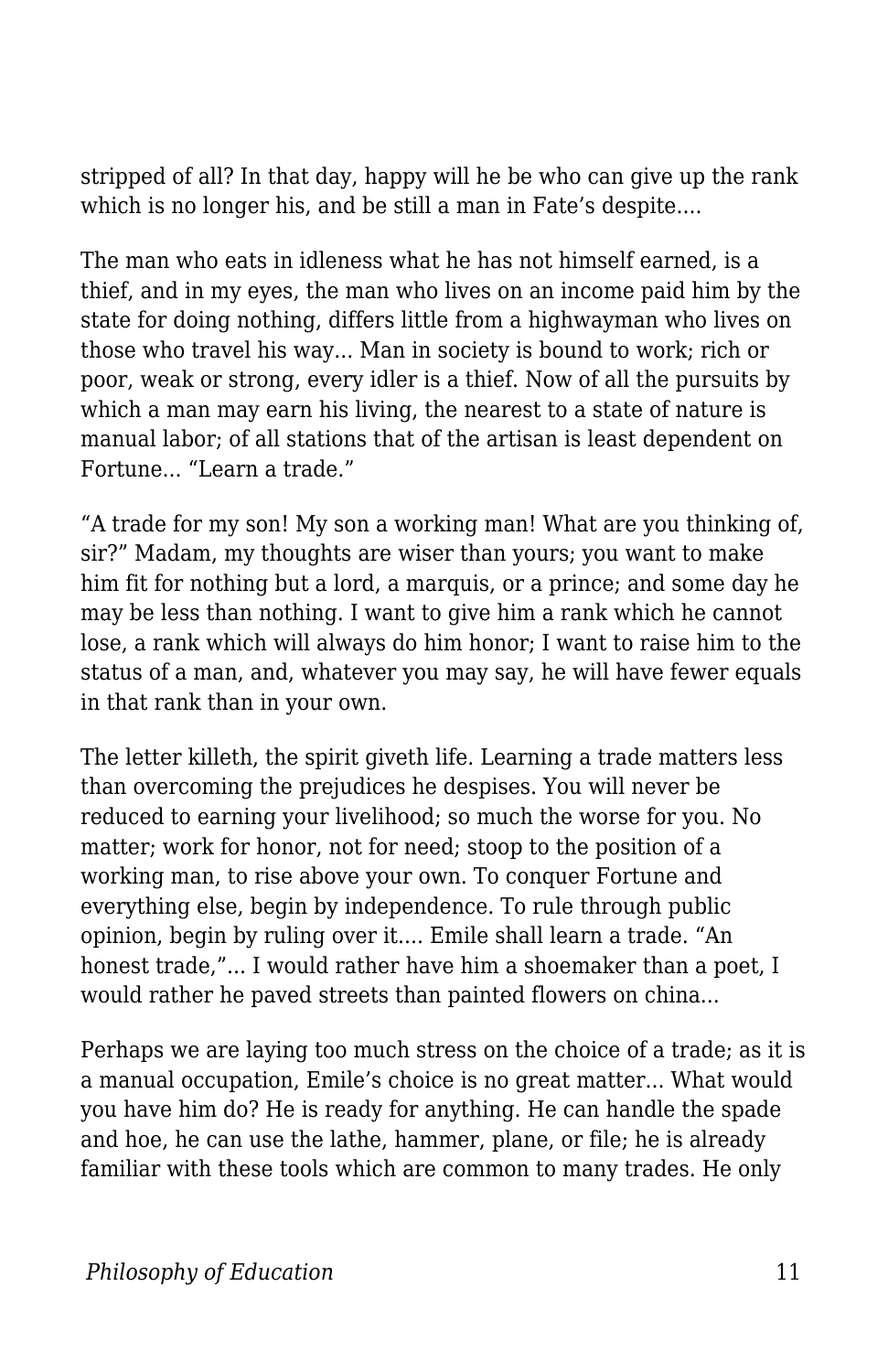stripped of all? In that day, happy will he be who can give up the rank which is no longer his, and be still a man in Fate's despite....

The man who eats in idleness what he has not himself earned, is a thief, and in my eyes, the man who lives on an income paid him by the state for doing nothing, differs little from a highwayman who lives on those who travel his way... Man in society is bound to work; rich or poor, weak or strong, every idler is a thief. Now of all the pursuits by which a man may earn his living, the nearest to a state of nature is manual labor; of all stations that of the artisan is least dependent on Fortune... "Learn a trade."

"A trade for my son! My son a working man! What are you thinking of, sir?" Madam, my thoughts are wiser than yours; you want to make him fit for nothing but a lord, a marquis, or a prince; and some day he may be less than nothing. I want to give him a rank which he cannot lose, a rank which will always do him honor; I want to raise him to the status of a man, and, whatever you may say, he will have fewer equals in that rank than in your own.

The letter killeth, the spirit giveth life. Learning a trade matters less than overcoming the prejudices he despises. You will never be reduced to earning your livelihood; so much the worse for you. No matter; work for honor, not for need; stoop to the position of a working man, to rise above your own. To conquer Fortune and everything else, begin by independence. To rule through public opinion, begin by ruling over it.... Emile shall learn a trade. "An honest trade,"... I would rather have him a shoemaker than a poet, I would rather he paved streets than painted flowers on china...

Perhaps we are laying too much stress on the choice of a trade; as it is a manual occupation, Emile's choice is no great matter... What would you have him do? He is ready for anything. He can handle the spade and hoe, he can use the lathe, hammer, plane, or file; he is already familiar with these tools which are common to many trades. He only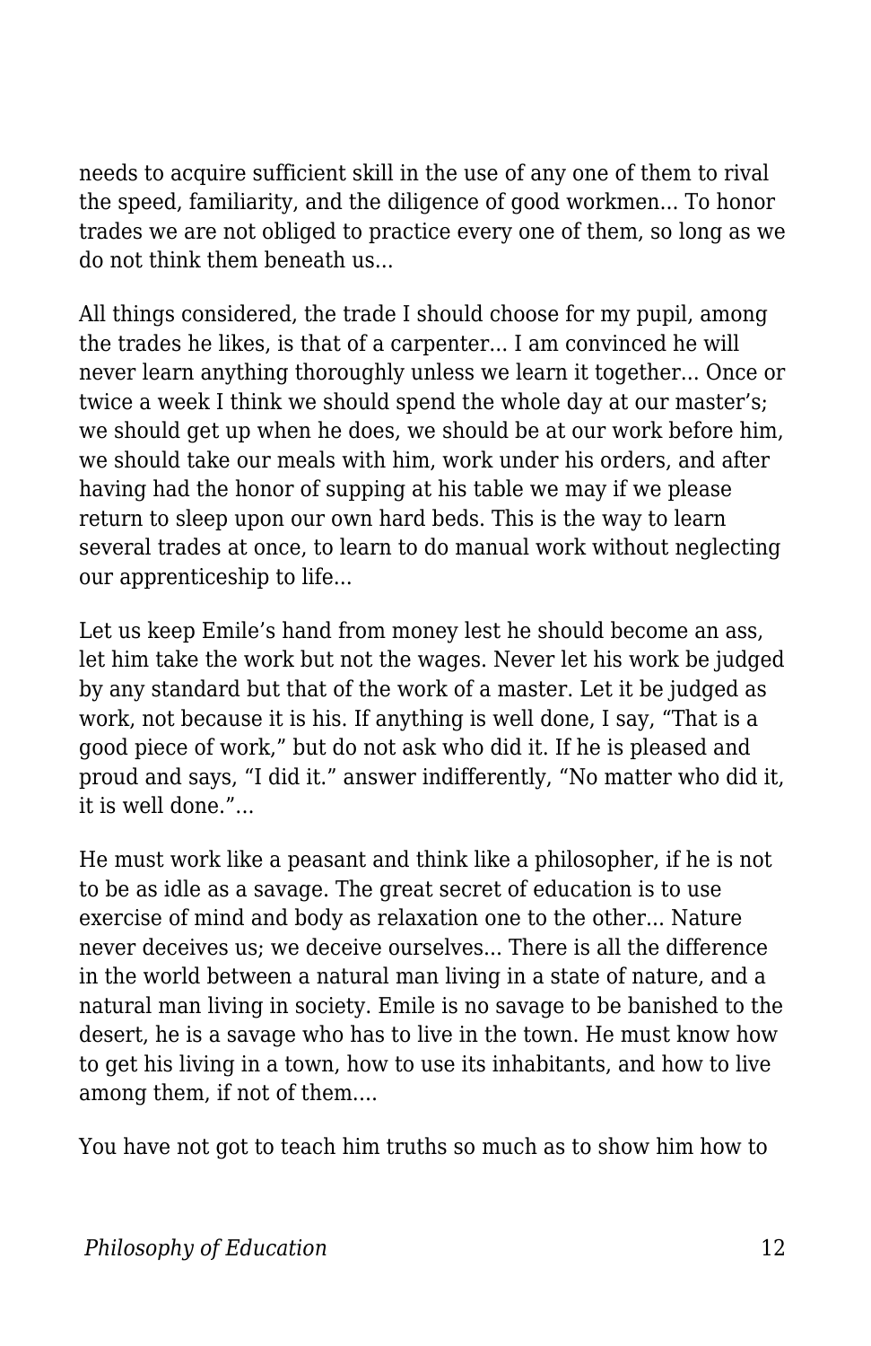needs to acquire sufficient skill in the use of any one of them to rival the speed, familiarity, and the diligence of good workmen... To honor trades we are not obliged to practice every one of them, so long as we do not think them beneath us...

All things considered, the trade I should choose for my pupil, among the trades he likes, is that of a carpenter... I am convinced he will never learn anything thoroughly unless we learn it together... Once or twice a week I think we should spend the whole day at our master's; we should get up when he does, we should be at our work before him, we should take our meals with him, work under his orders, and after having had the honor of supping at his table we may if we please return to sleep upon our own hard beds. This is the way to learn several trades at once, to learn to do manual work without neglecting our apprenticeship to life...

Let us keep Emile's hand from money lest he should become an ass, let him take the work but not the wages. Never let his work be judged by any standard but that of the work of a master. Let it be judged as work, not because it is his. If anything is well done, I say, "That is a good piece of work," but do not ask who did it. If he is pleased and proud and says, "I did it." answer indifferently, "No matter who did it, it is well done."...

He must work like a peasant and think like a philosopher, if he is not to be as idle as a savage. The great secret of education is to use exercise of mind and body as relaxation one to the other... Nature never deceives us; we deceive ourselves... There is all the difference in the world between a natural man living in a state of nature, and a natural man living in society. Emile is no savage to be banished to the desert, he is a savage who has to live in the town. He must know how to get his living in a town, how to use its inhabitants, and how to live among them, if not of them....

You have not got to teach him truths so much as to show him how to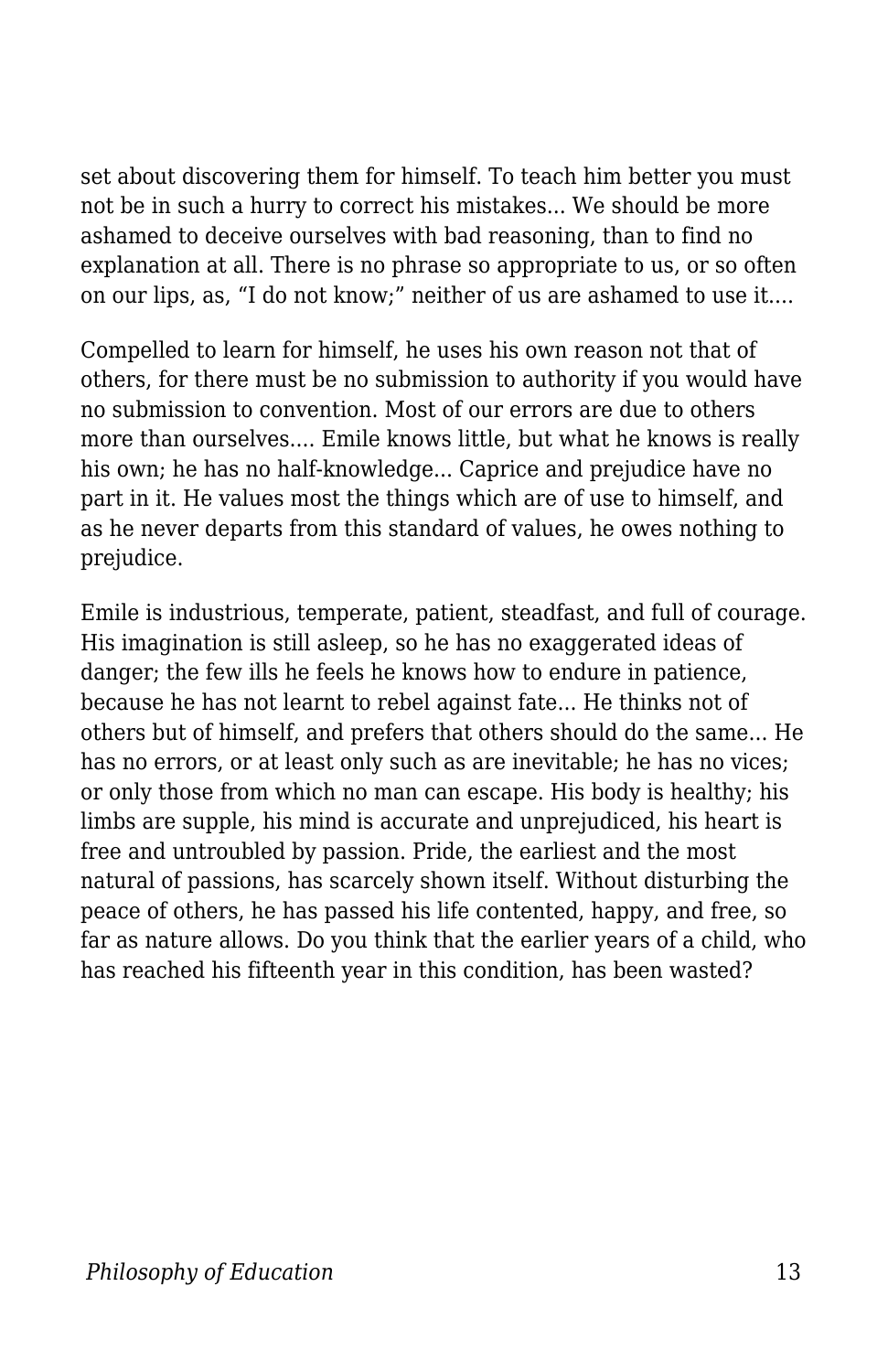set about discovering them for himself. To teach him better you must not be in such a hurry to correct his mistakes... We should be more ashamed to deceive ourselves with bad reasoning, than to find no explanation at all. There is no phrase so appropriate to us, or so often on our lips, as, "I do not know;" neither of us are ashamed to use it....

Compelled to learn for himself, he uses his own reason not that of others, for there must be no submission to authority if you would have no submission to convention. Most of our errors are due to others more than ourselves.... Emile knows little, but what he knows is really his own; he has no half-knowledge... Caprice and prejudice have no part in it. He values most the things which are of use to himself, and as he never departs from this standard of values, he owes nothing to prejudice.

Emile is industrious, temperate, patient, steadfast, and full of courage. His imagination is still asleep, so he has no exaggerated ideas of danger; the few ills he feels he knows how to endure in patience, because he has not learnt to rebel against fate... He thinks not of others but of himself, and prefers that others should do the same... He has no errors, or at least only such as are inevitable; he has no vices; or only those from which no man can escape. His body is healthy; his limbs are supple, his mind is accurate and unprejudiced, his heart is free and untroubled by passion. Pride, the earliest and the most natural of passions, has scarcely shown itself. Without disturbing the peace of others, he has passed his life contented, happy, and free, so far as nature allows. Do you think that the earlier years of a child, who has reached his fifteenth year in this condition, has been wasted?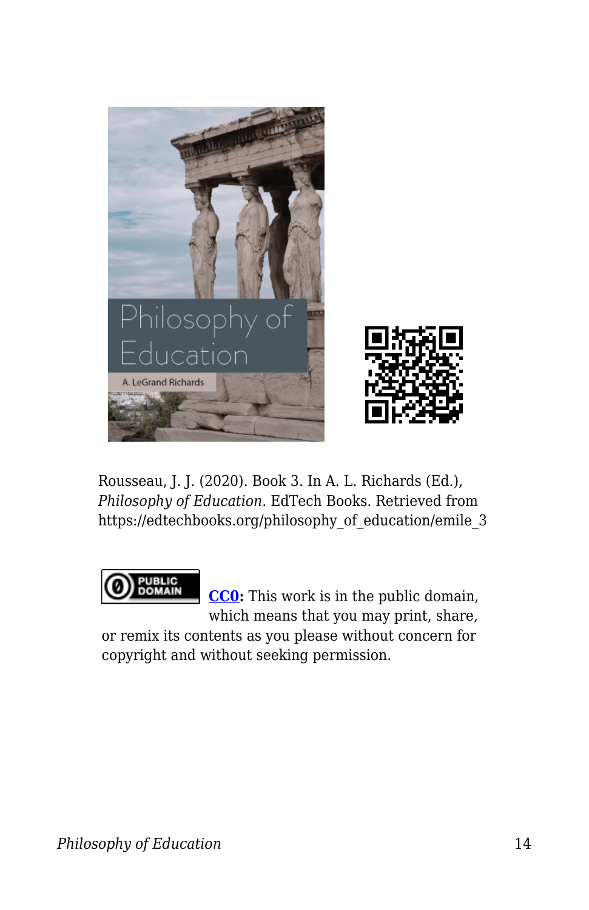Rousseau, J. J. (2020). Book 3. In A. L. Richards (Ed.), *Philosophy of Education*. EdTech Books. Retrieved from https://edtechbooks.org/philosophy_of_education/emile_3

**CC0:** This work is in the public domain, which means that you may print, share, or remix its contents as you please without concern for copyright and without seeking permission.